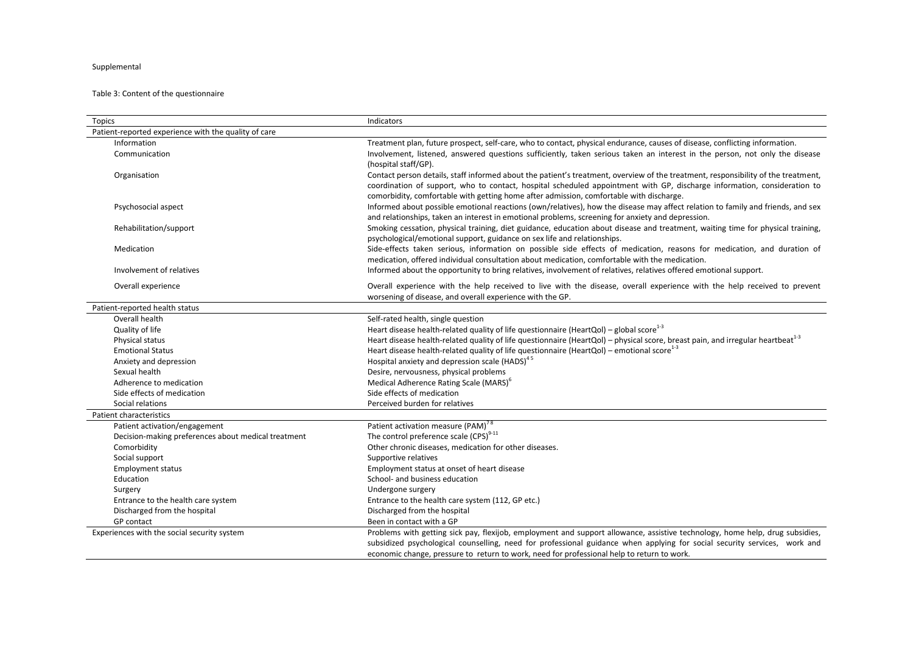Supplemental

Table 3: Content of the questionnaire

| Topics | Indicators |
| --- | --- |
| Patient-reported experience with the quality of care | |
| Information | Treatment plan, future prospect, self-care, who to contact, physical endurance, causes of disease, conflicting information. |
| Communication | Involvement, listened, answered questions sufficiently, taken serious taken an interest in the person, not only the disease (hospital staff/GP). |
| Organisation | Contact person details, staff informed about the patient's treatment, overview of the treatment, responsibility of the treatment, coordination of support, who to contact, hospital scheduled appointment with GP, discharge information, consideration to comorbidity, comfortable with getting home after admission, comfortable with discharge. |
| Psychosocial aspect | Informed about possible emotional reactions (own/relatives), how the disease may affect relation to family and friends, and sex and relationships, taken an interest in emotional problems, screening for anxiety and depression. |
| Rehabilitation/support | Smoking cessation, physical training, diet guidance, education about disease and treatment, waiting time for physical training, psychological/emotional support, guidance on sex life and relationships. |
| Medication | Side-effects taken serious, information on possible side effects of medication, reasons for medication, and duration of medication, offered individual consultation about medication, comfortable with the medication. |
| Involvement of relatives | Informed about the opportunity to bring relatives, involvement of relatives, relatives offered emotional support. |
| Overall experience | Overall experience with the help received to live with the disease, overall experience with the help received to prevent worsening of disease, and overall experience with the GP. |
| Patient-reported health status | |
| Overall health | Self-rated health, single question |
| Quality of life | Heart disease health-related quality of life questionnaire (HeartQol) – global score[1-3] |
| Physical status | Heart disease health-related quality of life questionnaire (HeartQol) – physical score, breast pain, and irregular heartbeat[1-3] |
| Emotional Status | Heart disease health-related quality of life questionnaire (HeartQol) – emotional score[1-3] |
| Anxiety and depression | Hospital anxiety and depression scale (HADS)[4 5] |
| Sexual health | Desire, nervousness, physical problems |
| Adherence to medication | Medical Adherence Rating Scale (MARS)[6] |
| Side effects of medication | Side effects of medication |
| Social relations | Perceived burden for relatives |
| Patient characteristics | |
| Patient activation/engagement | Patient activation measure (PAM)[7 8] |
| Decision-making preferences about medical treatment | The control preference scale (CPS)[9-11] |
| Comorbidity | Other chronic diseases, medication for other diseases. |
| Social support | Supportive relatives |
| Employment status | Employment status at onset of heart disease |
| Education | School- and business education |
| Surgery | Undergone surgery |
| Entrance to the health care system | Entrance to the health care system (112, GP etc.) |
| Discharged from the hospital | Discharged from the hospital |
| GP contact | Been in contact with a GP |
| Experiences with the social security system | Problems with getting sick pay, flexijob, employment and support allowance, assistive technology, home help, drug subsidies, subsidized psychological counselling, need for professional guidance when applying for social security services, work and economic change, pressure to return to work, need for professional help to return to work. |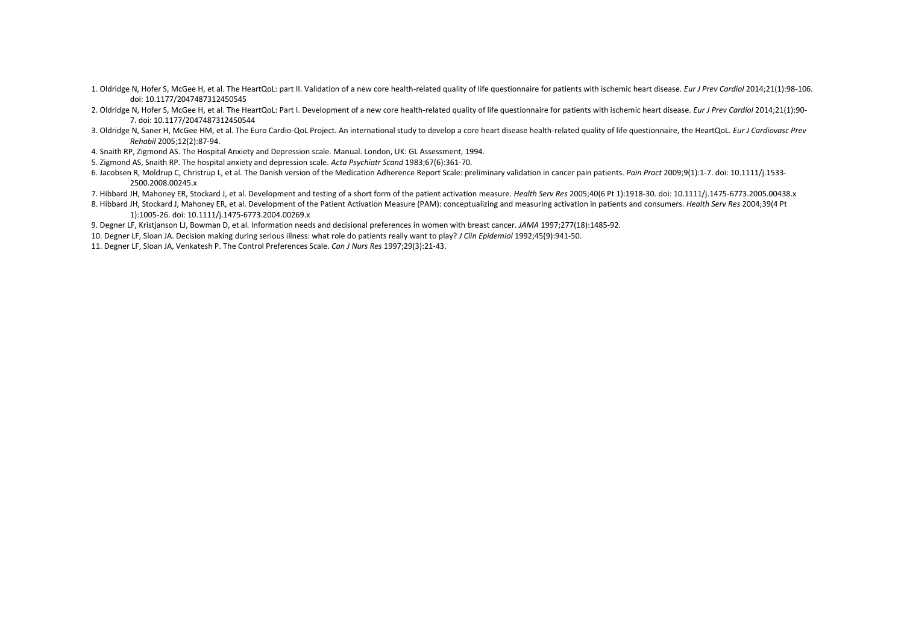1. Oldridge N, Hofer S, McGee H, et al. The HeartQoL: part II. Validation of a new core health-related quality of life questionnaire for patients with ischemic heart disease. *Eur J Prev Cardiol* 2014;21(1):98-106. doi: 10.1177/2047487312450545
2. Oldridge N, Hofer S, McGee H, et al. The HeartQoL: Part I. Development of a new core health-related quality of life questionnaire for patients with ischemic heart disease. *Eur J Prev Cardiol* 2014;21(1):90-7. doi: 10.1177/2047487312450544
3. Oldridge N, Saner H, McGee HM, et al. The Euro Cardio-QoL Project. An international study to develop a core heart disease health-related quality of life questionnaire, the HeartQoL. *Eur J Cardiovasc Prev Rehabil* 2005;12(2):87-94.
4. Snaith RP, Zigmond AS. The Hospital Anxiety and Depression scale. Manual. London, UK: GL Assessment, 1994.
5. Zigmond AS, Snaith RP. The hospital anxiety and depression scale. *Acta Psychiatr Scand* 1983;67(6):361-70.
6. Jacobsen R, Moldrup C, Christrup L, et al. The Danish version of the Medication Adherence Report Scale: preliminary validation in cancer pain patients. *Pain Pract* 2009;9(1):1-7. doi: 10.1111/j.1533-2500.2008.00245.x
7. Hibbard JH, Mahoney ER, Stockard J, et al. Development and testing of a short form of the patient activation measure. *Health Serv Res* 2005;40(6 Pt 1):1918-30. doi: 10.1111/j.1475-6773.2005.00438.x
8. Hibbard JH, Stockard J, Mahoney ER, et al. Development of the Patient Activation Measure (PAM): conceptualizing and measuring activation in patients and consumers. *Health Serv Res* 2004;39(4 Pt 1):1005-26. doi: 10.1111/j.1475-6773.2004.00269.x
9. Degner LF, Kristjanson LJ, Bowman D, et al. Information needs and decisional preferences in women with breast cancer. *JAMA* 1997;277(18):1485-92.
10. Degner LF, Sloan JA. Decision making during serious illness: what role do patients really want to play? *J Clin Epidemiol* 1992;45(9):941-50.
11. Degner LF, Sloan JA, Venkatesh P. The Control Preferences Scale. *Can J Nurs Res* 1997;29(3):21-43.